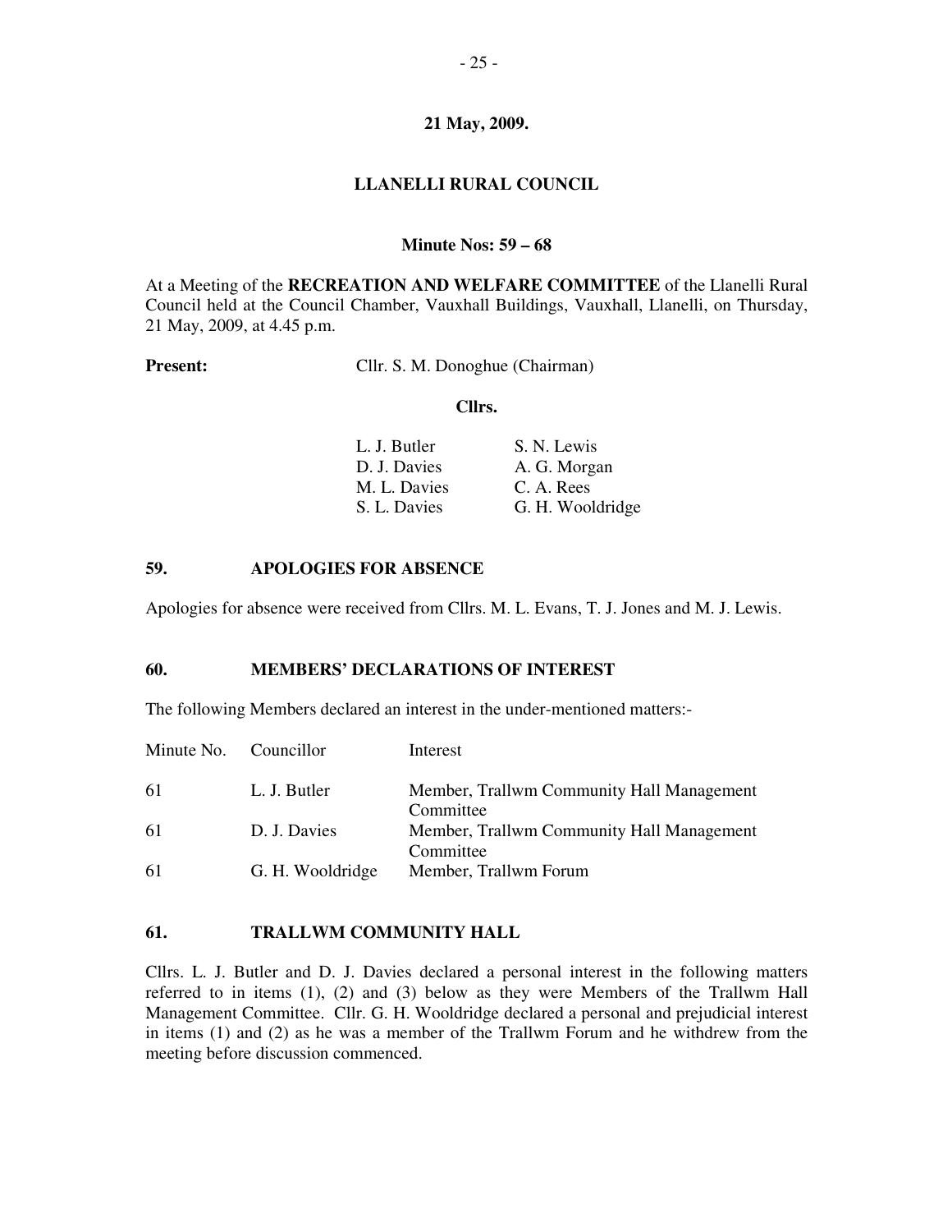**21 May, 2009.**

# LLANELLI RURAL COUNCIL

**Minute Nos: 59 – 68**

At a Meeting of the **RECREATION AND WELFARE COMMITTEE** of the Llanelli Rural Council held at the Council Chamber, Vauxhall Buildings, Vauxhall, Llanelli, on Thursday, 21 May, 2009, at 4.45 p.m.

**Present:** Cllr. S. M. Donoghue (Chairman)

**Cllrs.**

| | |
|---|---|
| L. J. Butler | S. N. Lewis |
| D. J. Davies | A. G. Morgan |
| M. L. Davies | C. A. Rees |
| S. L. Davies | G. H. Wooldridge |

## 59. APOLOGIES FOR ABSENCE

Apologies for absence were received from Cllrs. M. L. Evans, T. J. Jones and M. J. Lewis.

## 60. MEMBERS' DECLARATIONS OF INTEREST

The following Members declared an interest in the under-mentioned matters:-

| Minute No. | Councillor | Interest |
|---|---|---|
| 61 | L. J. Butler | Member, Trallwm Community Hall Management Committee |
| 61 | D. J. Davies | Member, Trallwm Community Hall Management Committee |
| 61 | G. H. Wooldridge | Member, Trallwm Forum |

## 61. TRALLWM COMMUNITY HALL

Cllrs. L. J. Butler and D. J. Davies declared a personal interest in the following matters referred to in items (1), (2) and (3) below as they were Members of the Trallwm Hall Management Committee. Cllr. G. H. Wooldridge declared a personal and prejudicial interest in items (1) and (2) as he was a member of the Trallwm Forum and he withdrew from the meeting before discussion commenced.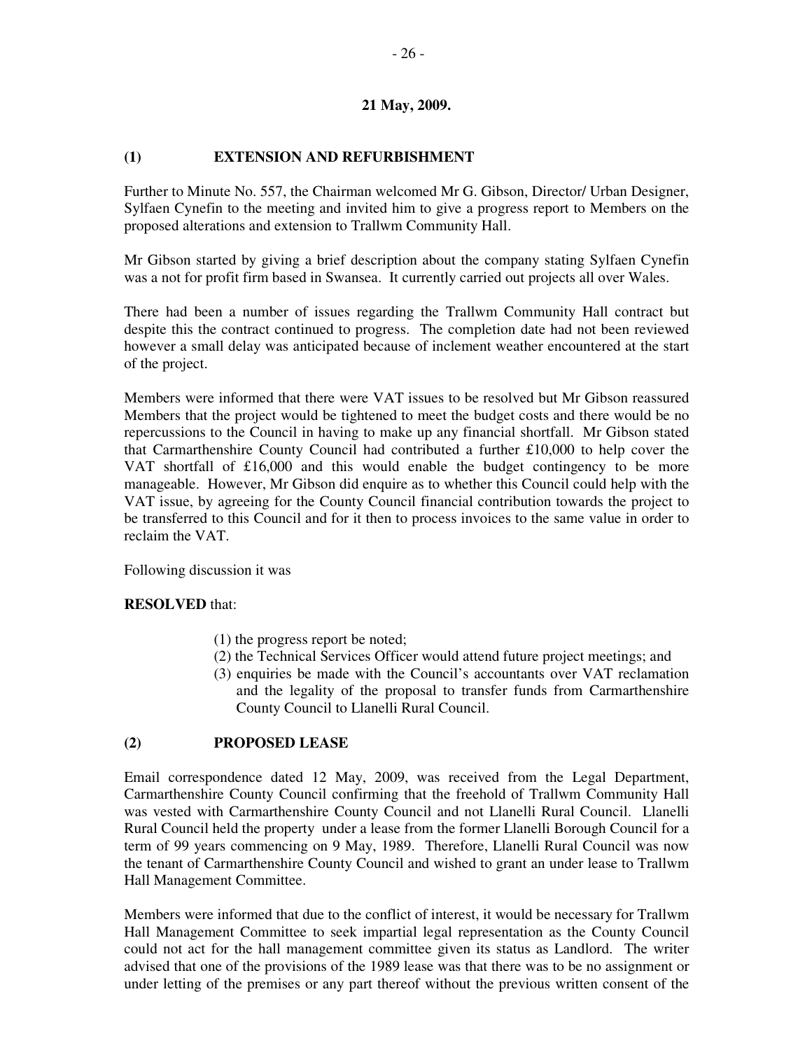**21 May, 2009.**

**(1) EXTENSION AND REFURBISHMENT**

Further to Minute No. 557, the Chairman welcomed Mr G. Gibson, Director/ Urban Designer, Sylfaen Cynefin to the meeting and invited him to give a progress report to Members on the proposed alterations and extension to Trallwm Community Hall.

Mr Gibson started by giving a brief description about the company stating Sylfaen Cynefin was a not for profit firm based in Swansea. It currently carried out projects all over Wales.

There had been a number of issues regarding the Trallwm Community Hall contract but despite this the contract continued to progress. The completion date had not been reviewed however a small delay was anticipated because of inclement weather encountered at the start of the project.

Members were informed that there were VAT issues to be resolved but Mr Gibson reassured Members that the project would be tightened to meet the budget costs and there would be no repercussions to the Council in having to make up any financial shortfall. Mr Gibson stated that Carmarthenshire County Council had contributed a further £10,000 to help cover the VAT shortfall of £16,000 and this would enable the budget contingency to be more manageable. However, Mr Gibson did enquire as to whether this Council could help with the VAT issue, by agreeing for the County Council financial contribution towards the project to be transferred to this Council and for it then to process invoices to the same value in order to reclaim the VAT.

Following discussion it was

**RESOLVED** that:

(1) the progress report be noted;
(2) the Technical Services Officer would attend future project meetings; and
(3) enquiries be made with the Council's accountants over VAT reclamation and the legality of the proposal to transfer funds from Carmarthenshire County Council to Llanelli Rural Council.

**(2) PROPOSED LEASE**

Email correspondence dated 12 May, 2009, was received from the Legal Department, Carmarthenshire County Council confirming that the freehold of Trallwm Community Hall was vested with Carmarthenshire County Council and not Llanelli Rural Council. Llanelli Rural Council held the property under a lease from the former Llanelli Borough Council for a term of 99 years commencing on 9 May, 1989. Therefore, Llanelli Rural Council was now the tenant of Carmarthenshire County Council and wished to grant an under lease to Trallwm Hall Management Committee.

Members were informed that due to the conflict of interest, it would be necessary for Trallwm Hall Management Committee to seek impartial legal representation as the County Council could not act for the hall management committee given its status as Landlord. The writer advised that one of the provisions of the 1989 lease was that there was to be no assignment or under letting of the premises or any part thereof without the previous written consent of the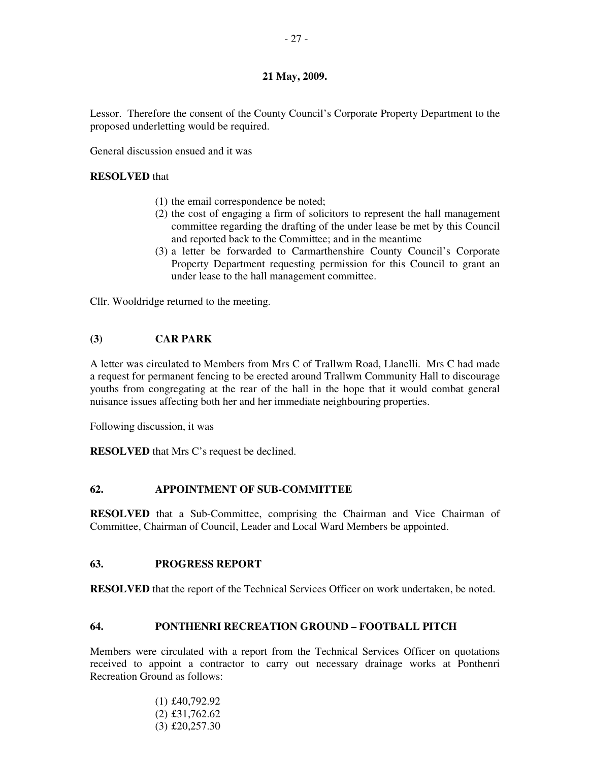**21 May, 2009.**

Lessor. Therefore the consent of the County Council's Corporate Property Department to the proposed underletting would be required.

General discussion ensued and it was

**RESOLVED** that

(1) the email correspondence be noted;
(2) the cost of engaging a firm of solicitors to represent the hall management committee regarding the drafting of the under lease be met by this Council and reported back to the Committee; and in the meantime
(3) a letter be forwarded to Carmarthenshire County Council's Corporate Property Department requesting permission for this Council to grant an under lease to the hall management committee.

Cllr. Wooldridge returned to the meeting.

### (3) CAR PARK

A letter was circulated to Members from Mrs C of Trallwm Road, Llanelli. Mrs C had made a request for permanent fencing to be erected around Trallwm Community Hall to discourage youths from congregating at the rear of the hall in the hope that it would combat general nuisance issues affecting both her and her immediate neighbouring properties.

Following discussion, it was

**RESOLVED** that Mrs C's request be declined.

### 62. APPOINTMENT OF SUB-COMMITTEE

**RESOLVED** that a Sub-Committee, comprising the Chairman and Vice Chairman of Committee, Chairman of Council, Leader and Local Ward Members be appointed.

### 63. PROGRESS REPORT

**RESOLVED** that the report of the Technical Services Officer on work undertaken, be noted.

### 64. PONTHENRI RECREATION GROUND – FOOTBALL PITCH

Members were circulated with a report from the Technical Services Officer on quotations received to appoint a contractor to carry out necessary drainage works at Ponthenri Recreation Ground as follows:

(1) £40,792.92
(2) £31,762.62
(3) £20,257.30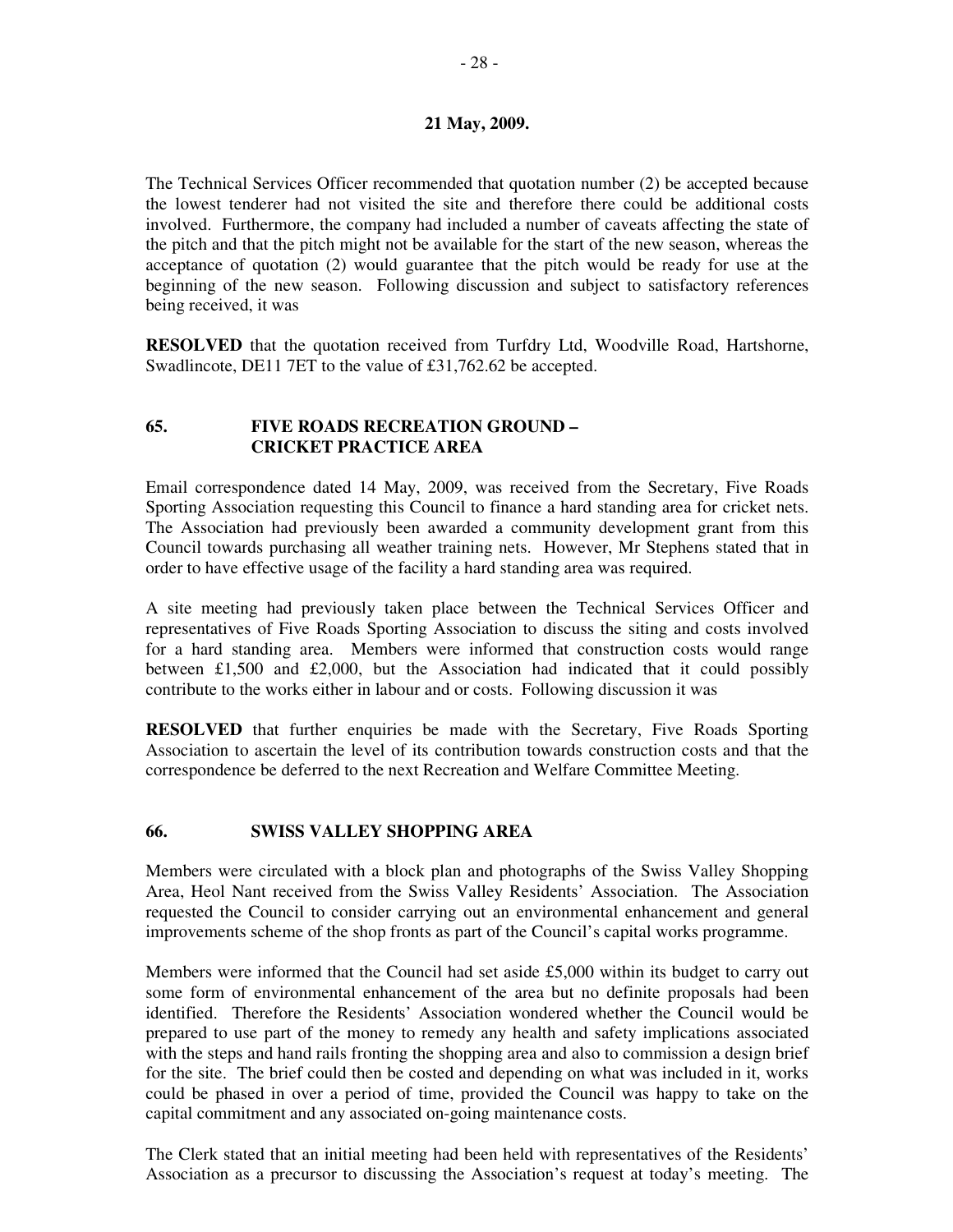**21 May, 2009.**

The Technical Services Officer recommended that quotation number (2) be accepted because the lowest tenderer had not visited the site and therefore there could be additional costs involved. Furthermore, the company had included a number of caveats affecting the state of the pitch and that the pitch might not be available for the start of the new season, whereas the acceptance of quotation (2) would guarantee that the pitch would be ready for use at the beginning of the new season. Following discussion and subject to satisfactory references being received, it was

**RESOLVED** that the quotation received from Turfdry Ltd, Woodville Road, Hartshorne, Swadlincote, DE11 7ET to the value of £31,762.62 be accepted.

## 65. FIVE ROADS RECREATION GROUND – CRICKET PRACTICE AREA

Email correspondence dated 14 May, 2009, was received from the Secretary, Five Roads Sporting Association requesting this Council to finance a hard standing area for cricket nets. The Association had previously been awarded a community development grant from this Council towards purchasing all weather training nets. However, Mr Stephens stated that in order to have effective usage of the facility a hard standing area was required.

A site meeting had previously taken place between the Technical Services Officer and representatives of Five Roads Sporting Association to discuss the siting and costs involved for a hard standing area. Members were informed that construction costs would range between £1,500 and £2,000, but the Association had indicated that it could possibly contribute to the works either in labour and or costs. Following discussion it was

**RESOLVED** that further enquiries be made with the Secretary, Five Roads Sporting Association to ascertain the level of its contribution towards construction costs and that the correspondence be deferred to the next Recreation and Welfare Committee Meeting.

## 66. SWISS VALLEY SHOPPING AREA

Members were circulated with a block plan and photographs of the Swiss Valley Shopping Area, Heol Nant received from the Swiss Valley Residents' Association. The Association requested the Council to consider carrying out an environmental enhancement and general improvements scheme of the shop fronts as part of the Council's capital works programme.

Members were informed that the Council had set aside £5,000 within its budget to carry out some form of environmental enhancement of the area but no definite proposals had been identified. Therefore the Residents' Association wondered whether the Council would be prepared to use part of the money to remedy any health and safety implications associated with the steps and hand rails fronting the shopping area and also to commission a design brief for the site. The brief could then be costed and depending on what was included in it, works could be phased in over a period of time, provided the Council was happy to take on the capital commitment and any associated on-going maintenance costs.

The Clerk stated that an initial meeting had been held with representatives of the Residents' Association as a precursor to discussing the Association's request at today's meeting. The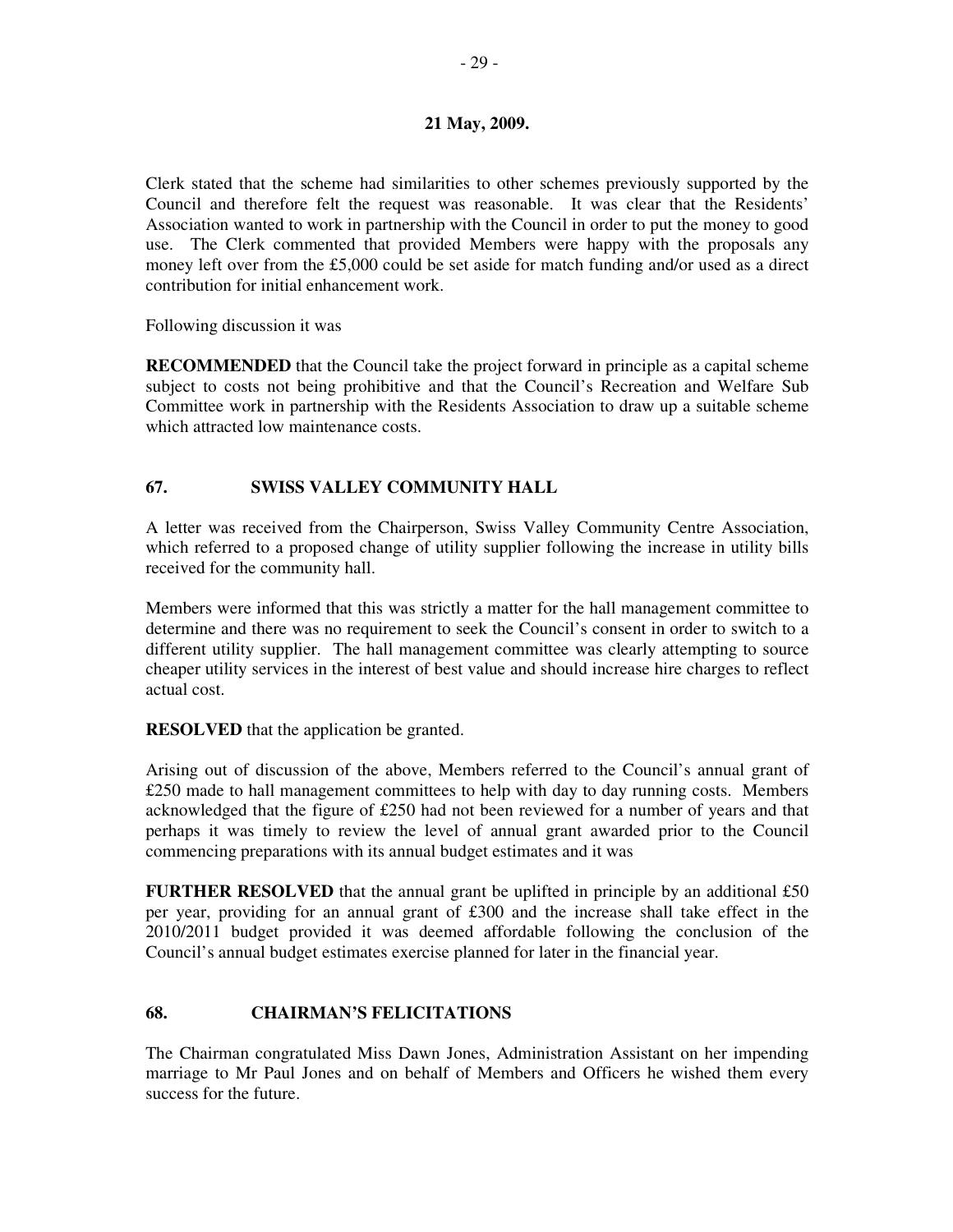**21 May, 2009.**

Clerk stated that the scheme had similarities to other schemes previously supported by the Council and therefore felt the request was reasonable. It was clear that the Residents' Association wanted to work in partnership with the Council in order to put the money to good use. The Clerk commented that provided Members were happy with the proposals any money left over from the £5,000 could be set aside for match funding and/or used as a direct contribution for initial enhancement work.

Following discussion it was

**RECOMMENDED** that the Council take the project forward in principle as a capital scheme subject to costs not being prohibitive and that the Council's Recreation and Welfare Sub Committee work in partnership with the Residents Association to draw up a suitable scheme which attracted low maintenance costs.

## 67. SWISS VALLEY COMMUNITY HALL

A letter was received from the Chairperson, Swiss Valley Community Centre Association, which referred to a proposed change of utility supplier following the increase in utility bills received for the community hall.

Members were informed that this was strictly a matter for the hall management committee to determine and there was no requirement to seek the Council's consent in order to switch to a different utility supplier. The hall management committee was clearly attempting to source cheaper utility services in the interest of best value and should increase hire charges to reflect actual cost.

**RESOLVED** that the application be granted.

Arising out of discussion of the above, Members referred to the Council's annual grant of £250 made to hall management committees to help with day to day running costs. Members acknowledged that the figure of £250 had not been reviewed for a number of years and that perhaps it was timely to review the level of annual grant awarded prior to the Council commencing preparations with its annual budget estimates and it was

**FURTHER RESOLVED** that the annual grant be uplifted in principle by an additional £50 per year, providing for an annual grant of £300 and the increase shall take effect in the 2010/2011 budget provided it was deemed affordable following the conclusion of the Council's annual budget estimates exercise planned for later in the financial year.

## 68. CHAIRMAN'S FELICITATIONS

The Chairman congratulated Miss Dawn Jones, Administration Assistant on her impending marriage to Mr Paul Jones and on behalf of Members and Officers he wished them every success for the future.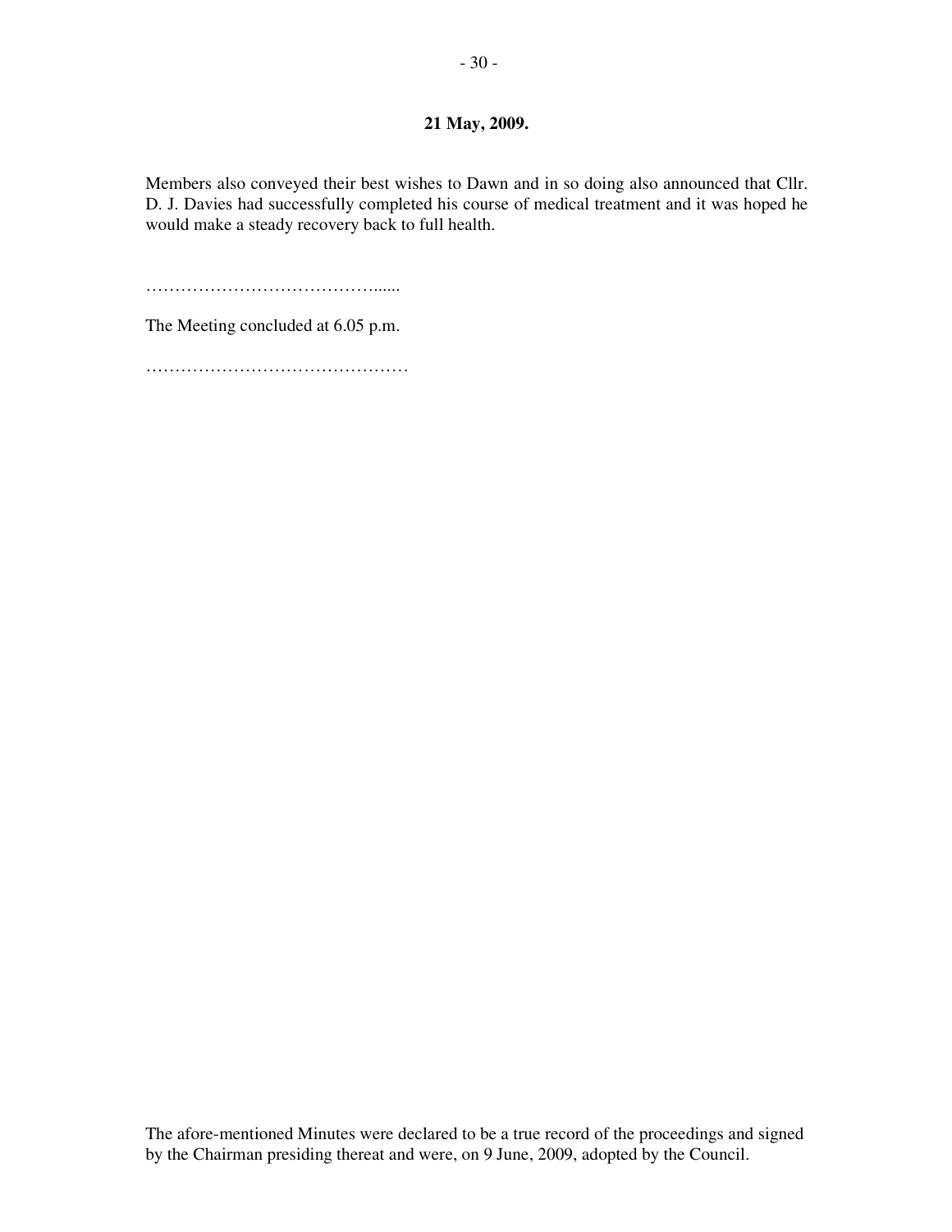**21 May, 2009.**

Members also conveyed their best wishes to Dawn and in so doing also announced that Cllr. D. J. Davies had successfully completed his course of medical treatment and it was hoped he would make a steady recovery back to full health.

…………………………………......

The Meeting concluded at 6.05 p.m.

………………………………………

The afore-mentioned Minutes were declared to be a true record of the proceedings and signed by the Chairman presiding thereat and were, on 9 June, 2009, adopted by the Council.